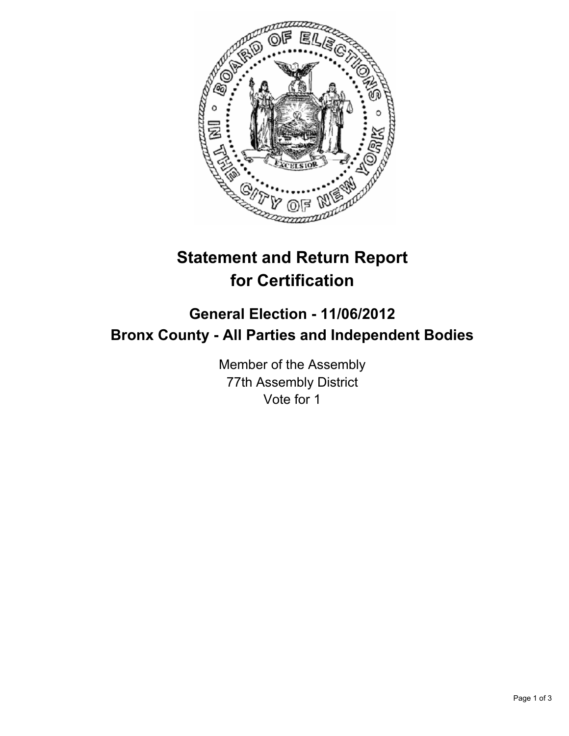# Statement and Return Report for Certification

## General Election - 11/06/2012
## Bronx County - All Parties and Independent Bodies

Member of the Assembly
77th Assembly District
Vote for 1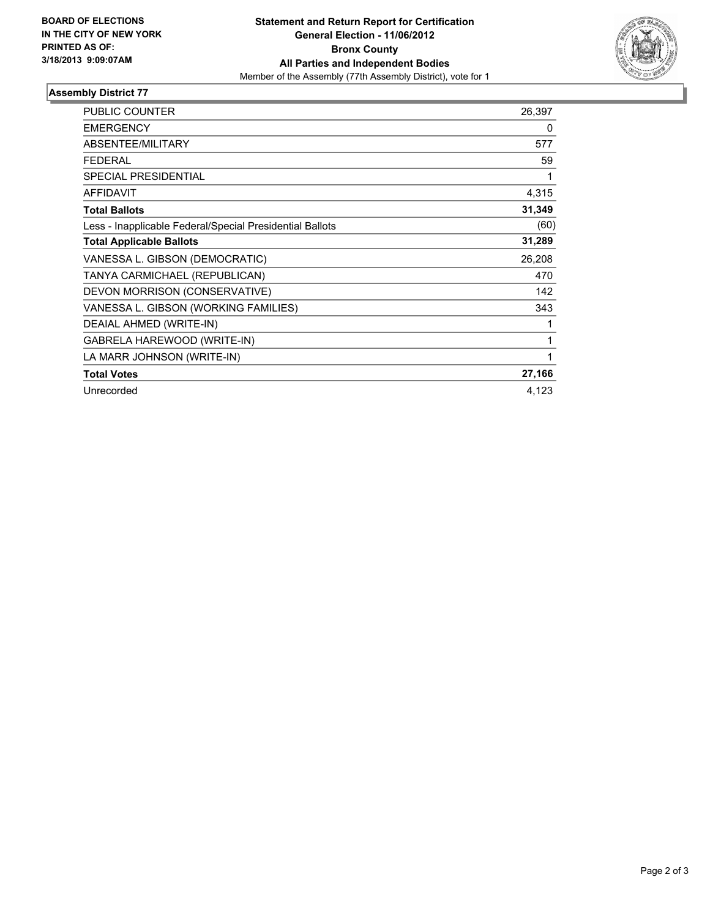**BOARD OF ELECTIONS IN THE CITY OF NEW YORK PRINTED AS OF: 3/18/2013 9:09:07AM**

**Statement and Return Report for Certification**
**General Election - 11/06/2012**
**Bronx County**
**All Parties and Independent Bodies**
Member of the Assembly (77th Assembly District), vote for 1

## Assembly District 77

| | |
|---|---|
| PUBLIC COUNTER | 26,397 |
| EMERGENCY | 0 |
| ABSENTEE/MILITARY | 577 |
| FEDERAL | 59 |
| SPECIAL PRESIDENTIAL | 1 |
| AFFIDAVIT | 4,315 |
| **Total Ballots** | **31,349** |
| Less - Inapplicable Federal/Special Presidential Ballots | (60) |
| **Total Applicable Ballots** | **31,289** |
| VANESSA L. GIBSON (DEMOCRATIC) | 26,208 |
| TANYA CARMICHAEL (REPUBLICAN) | 470 |
| DEVON MORRISON (CONSERVATIVE) | 142 |
| VANESSA L. GIBSON (WORKING FAMILIES) | 343 |
| DEAIAL AHMED (WRITE-IN) | 1 |
| GABRELA HAREWOOD (WRITE-IN) | 1 |
| LA MARR JOHNSON (WRITE-IN) | 1 |
| **Total Votes** | **27,166** |
| Unrecorded | 4,123 |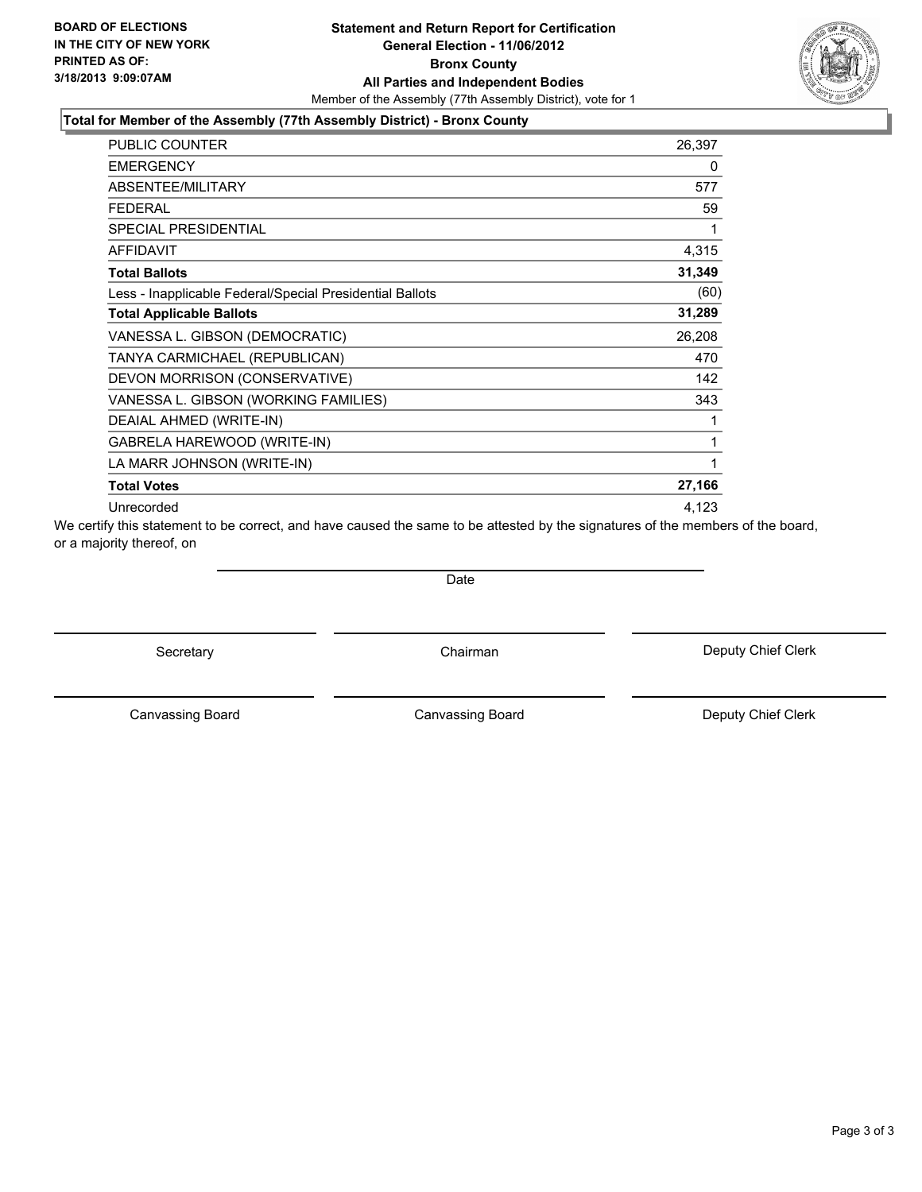**BOARD OF ELECTIONS IN THE CITY OF NEW YORK PRINTED AS OF: 3/18/2013 9:09:07AM**

# Statement and Return Report for Certification
## General Election - 11/06/2012
## Bronx County
## All Parties and Independent Bodies

Member of the Assembly (77th Assembly District), vote for 1

### Total for Member of the Assembly (77th Assembly District) - Bronx County

| | |
|---|---|
| PUBLIC COUNTER | 26,397 |
| EMERGENCY | 0 |
| ABSENTEE/MILITARY | 577 |
| FEDERAL | 59 |
| SPECIAL PRESIDENTIAL | 1 |
| AFFIDAVIT | 4,315 |
| **Total Ballots** | **31,349** |
| Less - Inapplicable Federal/Special Presidential Ballots | (60) |
| **Total Applicable Ballots** | **31,289** |
| VANESSA L. GIBSON (DEMOCRATIC) | 26,208 |
| TANYA CARMICHAEL (REPUBLICAN) | 470 |
| DEVON MORRISON (CONSERVATIVE) | 142 |
| VANESSA L. GIBSON (WORKING FAMILIES) | 343 |
| DEAIAL AHMED (WRITE-IN) | 1 |
| GABRELA HAREWOOD (WRITE-IN) | 1 |
| LA MARR JOHNSON (WRITE-IN) | 1 |
| **Total Votes** | **27,166** |
| Unrecorded | 4,123 |

We certify this statement to be correct, and have caused the same to be attested by the signatures of the members of the board, or a majority thereof, on

Date

Secretary

Chairman

Deputy Chief Clerk

Canvassing Board

Canvassing Board

Deputy Chief Clerk